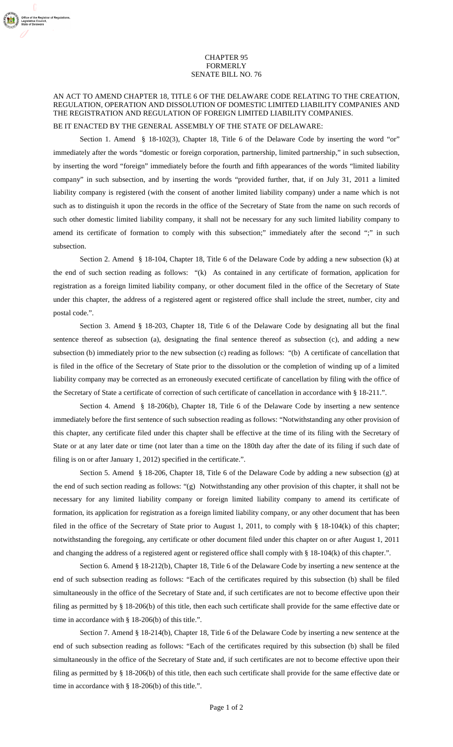CHAPTER 95
FORMERLY
SENATE BILL NO. 76

AN ACT TO AMEND CHAPTER 18, TITLE 6 OF THE DELAWARE CODE RELATING TO THE CREATION, REGULATION, OPERATION AND DISSOLUTION OF DOMESTIC LIMITED LIABILITY COMPANIES AND THE REGISTRATION AND REGULATION OF FOREIGN LIMITED LIABILITY COMPANIES.

BE IT ENACTED BY THE GENERAL ASSEMBLY OF THE STATE OF DELAWARE:

Section 1. Amend § 18-102(3), Chapter 18, Title 6 of the Delaware Code by inserting the word "or" immediately after the words "domestic or foreign corporation, partnership, limited partnership," in such subsection, by inserting the word "foreign" immediately before the fourth and fifth appearances of the words "limited liability company" in such subsection, and by inserting the words "provided further, that, if on July 31, 2011 a limited liability company is registered (with the consent of another limited liability company) under a name which is not such as to distinguish it upon the records in the office of the Secretary of State from the name on such records of such other domestic limited liability company, it shall not be necessary for any such limited liability company to amend its certificate of formation to comply with this subsection;" immediately after the second ";" in such subsection.

Section 2. Amend § 18-104, Chapter 18, Title 6 of the Delaware Code by adding a new subsection (k) at the end of such section reading as follows: "(k) As contained in any certificate of formation, application for registration as a foreign limited liability company, or other document filed in the office of the Secretary of State under this chapter, the address of a registered agent or registered office shall include the street, number, city and postal code.".

Section 3. Amend § 18-203, Chapter 18, Title 6 of the Delaware Code by designating all but the final sentence thereof as subsection (a), designating the final sentence thereof as subsection (c), and adding a new subsection (b) immediately prior to the new subsection (c) reading as follows: "(b) A certificate of cancellation that is filed in the office of the Secretary of State prior to the dissolution or the completion of winding up of a limited liability company may be corrected as an erroneously executed certificate of cancellation by filing with the office of the Secretary of State a certificate of correction of such certificate of cancellation in accordance with § 18-211.".

Section 4. Amend § 18-206(b), Chapter 18, Title 6 of the Delaware Code by inserting a new sentence immediately before the first sentence of such subsection reading as follows: "Notwithstanding any other provision of this chapter, any certificate filed under this chapter shall be effective at the time of its filing with the Secretary of State or at any later date or time (not later than a time on the 180th day after the date of its filing if such date of filing is on or after January 1, 2012) specified in the certificate.".

Section 5. Amend § 18-206, Chapter 18, Title 6 of the Delaware Code by adding a new subsection (g) at the end of such section reading as follows: "(g) Notwithstanding any other provision of this chapter, it shall not be necessary for any limited liability company or foreign limited liability company to amend its certificate of formation, its application for registration as a foreign limited liability company, or any other document that has been filed in the office of the Secretary of State prior to August 1, 2011, to comply with § 18-104(k) of this chapter; notwithstanding the foregoing, any certificate or other document filed under this chapter on or after August 1, 2011 and changing the address of a registered agent or registered office shall comply with § 18-104(k) of this chapter.".

Section 6. Amend § 18-212(b), Chapter 18, Title 6 of the Delaware Code by inserting a new sentence at the end of such subsection reading as follows: "Each of the certificates required by this subsection (b) shall be filed simultaneously in the office of the Secretary of State and, if such certificates are not to become effective upon their filing as permitted by § 18-206(b) of this title, then each such certificate shall provide for the same effective date or time in accordance with § 18-206(b) of this title.".

Section 7. Amend § 18-214(b), Chapter 18, Title 6 of the Delaware Code by inserting a new sentence at the end of such subsection reading as follows: "Each of the certificates required by this subsection (b) shall be filed simultaneously in the office of the Secretary of State and, if such certificates are not to become effective upon their filing as permitted by § 18-206(b) of this title, then each such certificate shall provide for the same effective date or time in accordance with § 18-206(b) of this title.".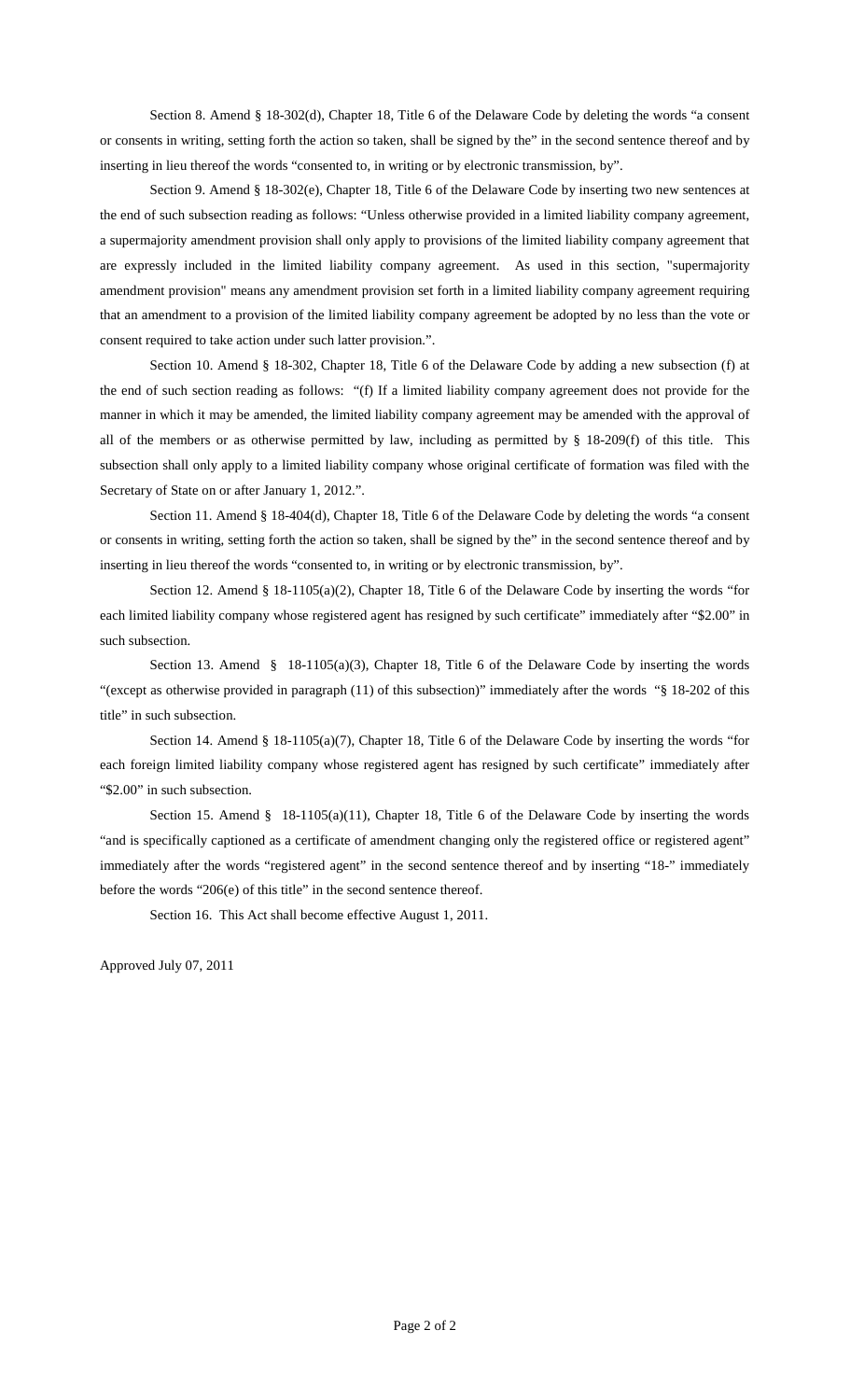Section 8. Amend § 18-302(d), Chapter 18, Title 6 of the Delaware Code by deleting the words "a consent or consents in writing, setting forth the action so taken, shall be signed by the" in the second sentence thereof and by inserting in lieu thereof the words "consented to, in writing or by electronic transmission, by".

Section 9. Amend § 18-302(e), Chapter 18, Title 6 of the Delaware Code by inserting two new sentences at the end of such subsection reading as follows: "Unless otherwise provided in a limited liability company agreement, a supermajority amendment provision shall only apply to provisions of the limited liability company agreement that are expressly included in the limited liability company agreement. As used in this section, "supermajority amendment provision" means any amendment provision set forth in a limited liability company agreement requiring that an amendment to a provision of the limited liability company agreement be adopted by no less than the vote or consent required to take action under such latter provision.".

Section 10. Amend § 18-302, Chapter 18, Title 6 of the Delaware Code by adding a new subsection (f) at the end of such section reading as follows: "(f) If a limited liability company agreement does not provide for the manner in which it may be amended, the limited liability company agreement may be amended with the approval of all of the members or as otherwise permitted by law, including as permitted by § 18-209(f) of this title. This subsection shall only apply to a limited liability company whose original certificate of formation was filed with the Secretary of State on or after January 1, 2012.".

Section 11. Amend § 18-404(d), Chapter 18, Title 6 of the Delaware Code by deleting the words "a consent or consents in writing, setting forth the action so taken, shall be signed by the" in the second sentence thereof and by inserting in lieu thereof the words "consented to, in writing or by electronic transmission, by".

Section 12. Amend § 18-1105(a)(2), Chapter 18, Title 6 of the Delaware Code by inserting the words "for each limited liability company whose registered agent has resigned by such certificate" immediately after "$2.00" in such subsection.

Section 13. Amend § 18-1105(a)(3), Chapter 18, Title 6 of the Delaware Code by inserting the words "(except as otherwise provided in paragraph (11) of this subsection)" immediately after the words "§ 18-202 of this title" in such subsection.

Section 14. Amend § 18-1105(a)(7), Chapter 18, Title 6 of the Delaware Code by inserting the words "for each foreign limited liability company whose registered agent has resigned by such certificate" immediately after "$2.00" in such subsection.

Section 15. Amend § 18-1105(a)(11), Chapter 18, Title 6 of the Delaware Code by inserting the words "and is specifically captioned as a certificate of amendment changing only the registered office or registered agent" immediately after the words "registered agent" in the second sentence thereof and by inserting "18-" immediately before the words "206(e) of this title" in the second sentence thereof.

Section 16. This Act shall become effective August 1, 2011.

Approved July 07, 2011